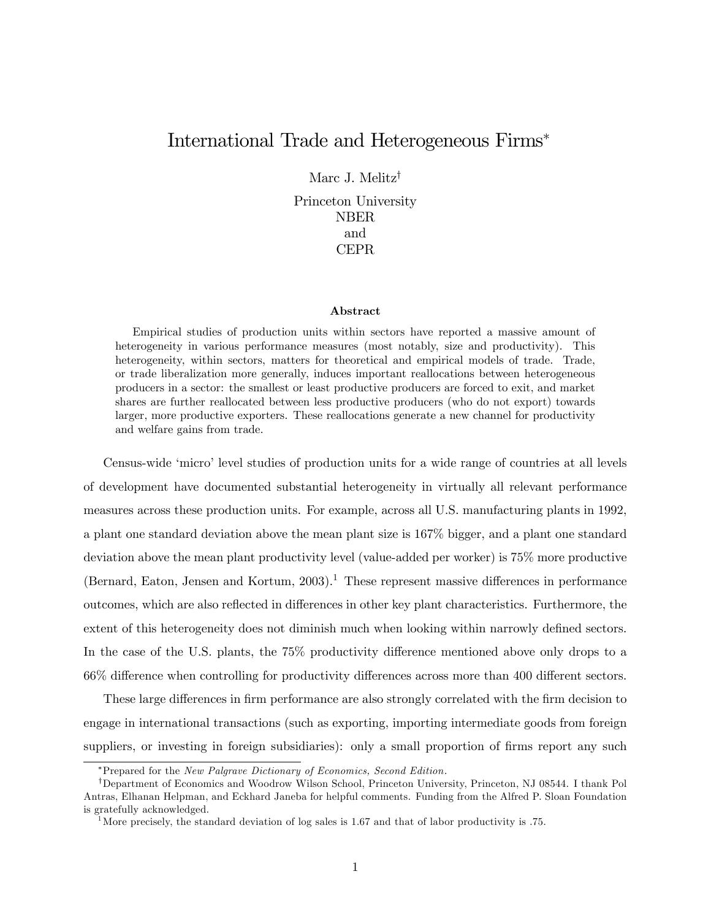# International Trade and Heterogeneous Firms*

Marc J. Melitz[†]

Princeton University
NBER
and
CEPR

### Abstract

Empirical studies of production units within sectors have reported a massive amount of heterogeneity in various performance measures (most notably, size and productivity). This heterogeneity, within sectors, matters for theoretical and empirical models of trade. Trade, or trade liberalization more generally, induces important reallocations between heterogeneous producers in a sector: the smallest or least productive producers are forced to exit, and market shares are further reallocated between less productive producers (who do not export) towards larger, more productive exporters. These reallocations generate a new channel for productivity and welfare gains from trade.

Census-wide 'micro' level studies of production units for a wide range of countries at all levels of development have documented substantial heterogeneity in virtually all relevant performance measures across these production units. For example, across all U.S. manufacturing plants in 1992, a plant one standard deviation above the mean plant size is 167% bigger, and a plant one standard deviation above the mean plant productivity level (value-added per worker) is 75% more productive (Bernard, Eaton, Jensen and Kortum, 2003).[1] These represent massive differences in performance outcomes, which are also reflected in differences in other key plant characteristics. Furthermore, the extent of this heterogeneity does not diminish much when looking within narrowly defined sectors. In the case of the U.S. plants, the 75% productivity difference mentioned above only drops to a 66% difference when controlling for productivity differences across more than 400 different sectors.

These large differences in firm performance are also strongly correlated with the firm decision to engage in international transactions (such as exporting, importing intermediate goods from foreign suppliers, or investing in foreign subsidiaries): only a small proportion of firms report any such

---

*Prepared for the *New Palgrave Dictionary of Economics, Second Edition*.

[†]Department of Economics and Woodrow Wilson School, Princeton University, Princeton, NJ 08544. I thank Pol Antras, Elhanan Helpman, and Eckhard Janeba for helpful comments. Funding from the Alfred P. Sloan Foundation is gratefully acknowledged.

[1]More precisely, the standard deviation of log sales is 1.67 and that of labor productivity is .75.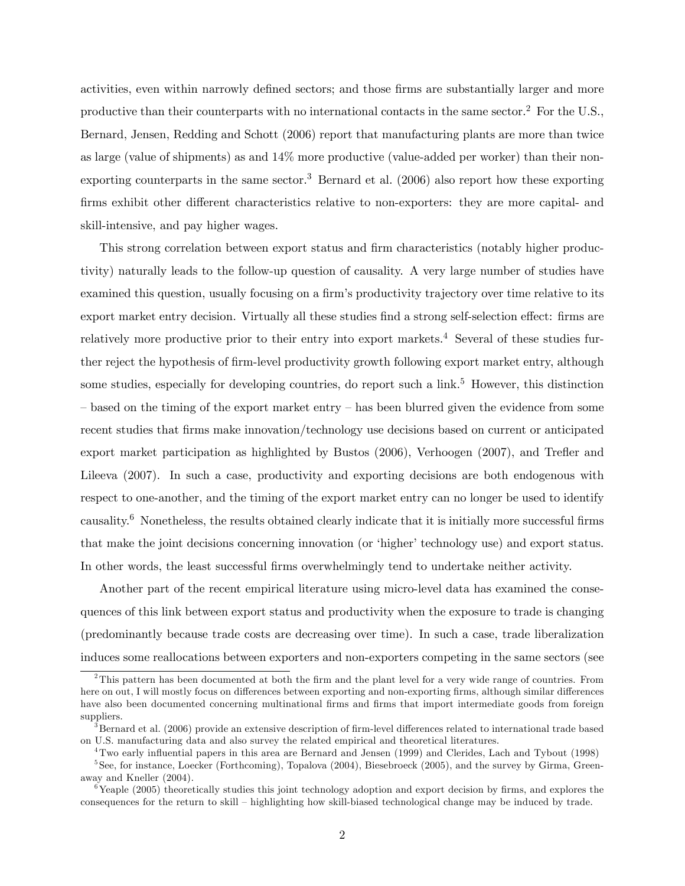activities, even within narrowly defined sectors; and those firms are substantially larger and more productive than their counterparts with no international contacts in the same sector.[2] For the U.S., Bernard, Jensen, Redding and Schott (2006) report that manufacturing plants are more than twice as large (value of shipments) as and 14% more productive (value-added per worker) than their non-exporting counterparts in the same sector.[3] Bernard et al. (2006) also report how these exporting firms exhibit other different characteristics relative to non-exporters: they are more capital- and skill-intensive, and pay higher wages.

This strong correlation between export status and firm characteristics (notably higher productivity) naturally leads to the follow-up question of causality. A very large number of studies have examined this question, usually focusing on a firm's productivity trajectory over time relative to its export market entry decision. Virtually all these studies find a strong self-selection effect: firms are relatively more productive prior to their entry into export markets.[4] Several of these studies further reject the hypothesis of firm-level productivity growth following export market entry, although some studies, especially for developing countries, do report such a link.[5] However, this distinction – based on the timing of the export market entry – has been blurred given the evidence from some recent studies that firms make innovation/technology use decisions based on current or anticipated export market participation as highlighted by Bustos (2006), Verhoogen (2007), and Trefler and Lileeva (2007). In such a case, productivity and exporting decisions are both endogenous with respect to one-another, and the timing of the export market entry can no longer be used to identify causality.[6] Nonetheless, the results obtained clearly indicate that it is initially more successful firms that make the joint decisions concerning innovation (or 'higher' technology use) and export status. In other words, the least successful firms overwhelmingly tend to undertake neither activity.

Another part of the recent empirical literature using micro-level data has examined the consequences of this link between export status and productivity when the exposure to trade is changing (predominantly because trade costs are decreasing over time). In such a case, trade liberalization induces some reallocations between exporters and non-exporters competing in the same sectors (see

---

[2] This pattern has been documented at both the firm and the plant level for a very wide range of countries. From here on out, I will mostly focus on differences between exporting and non-exporting firms, although similar differences have also been documented concerning multinational firms and firms that import intermediate goods from foreign suppliers.

[3] Bernard et al. (2006) provide an extensive description of firm-level differences related to international trade based on U.S. manufacturing data and also survey the related empirical and theoretical literatures.

[4] Two early influential papers in this area are Bernard and Jensen (1999) and Clerides, Lach and Tybout (1998)

[5] See, for instance, Loecker (Forthcoming), Topalova (2004), Biesebroeck (2005), and the survey by Girma, Greenaway and Kneller (2004).

[6] Yeaple (2005) theoretically studies this joint technology adoption and export decision by firms, and explores the consequences for the return to skill – highlighting how skill-biased technological change may be induced by trade.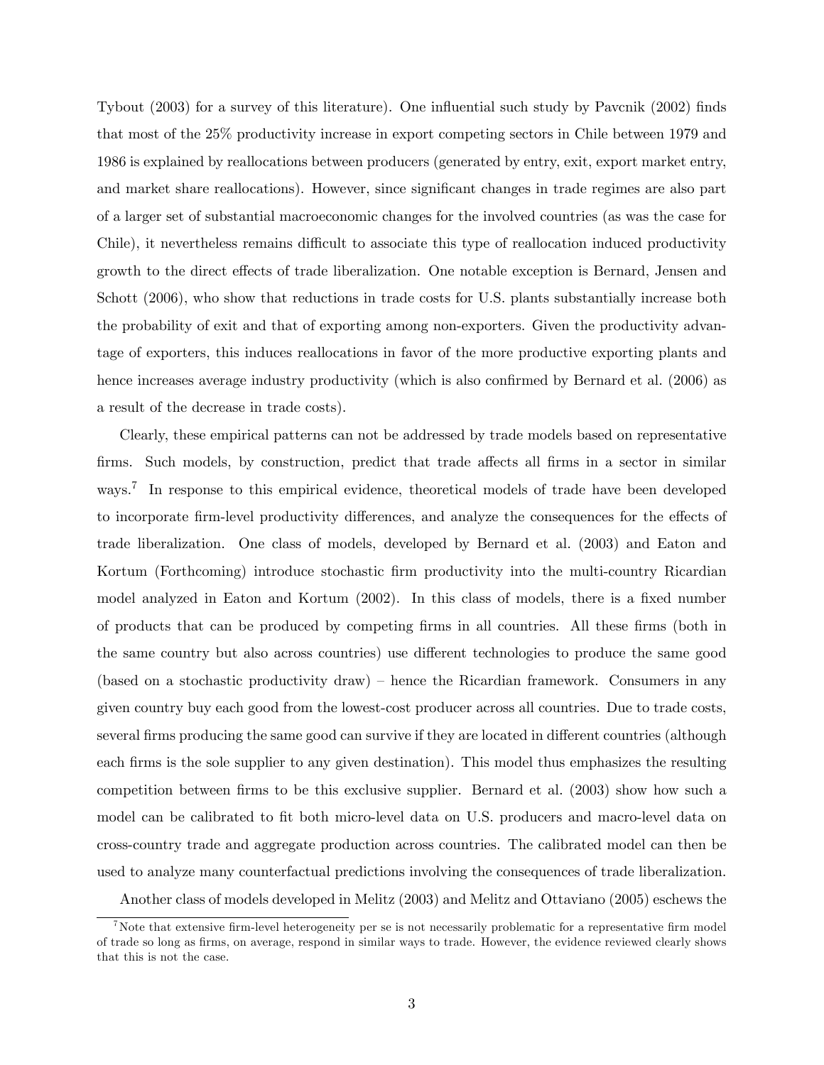Tybout (2003) for a survey of this literature). One influential such study by Pavcnik (2002) finds that most of the 25% productivity increase in export competing sectors in Chile between 1979 and 1986 is explained by reallocations between producers (generated by entry, exit, export market entry, and market share reallocations). However, since significant changes in trade regimes are also part of a larger set of substantial macroeconomic changes for the involved countries (as was the case for Chile), it nevertheless remains difficult to associate this type of reallocation induced productivity growth to the direct effects of trade liberalization. One notable exception is Bernard, Jensen and Schott (2006), who show that reductions in trade costs for U.S. plants substantially increase both the probability of exit and that of exporting among non-exporters. Given the productivity advantage of exporters, this induces reallocations in favor of the more productive exporting plants and hence increases average industry productivity (which is also confirmed by Bernard et al. (2006) as a result of the decrease in trade costs).

Clearly, these empirical patterns can not be addressed by trade models based on representative firms. Such models, by construction, predict that trade affects all firms in a sector in similar ways.[7] In response to this empirical evidence, theoretical models of trade have been developed to incorporate firm-level productivity differences, and analyze the consequences for the effects of trade liberalization. One class of models, developed by Bernard et al. (2003) and Eaton and Kortum (Forthcoming) introduce stochastic firm productivity into the multi-country Ricardian model analyzed in Eaton and Kortum (2002). In this class of models, there is a fixed number of products that can be produced by competing firms in all countries. All these firms (both in the same country but also across countries) use different technologies to produce the same good (based on a stochastic productivity draw) – hence the Ricardian framework. Consumers in any given country buy each good from the lowest-cost producer across all countries. Due to trade costs, several firms producing the same good can survive if they are located in different countries (although each firms is the sole supplier to any given destination). This model thus emphasizes the resulting competition between firms to be this exclusive supplier. Bernard et al. (2003) show how such a model can be calibrated to fit both micro-level data on U.S. producers and macro-level data on cross-country trade and aggregate production across countries. The calibrated model can then be used to analyze many counterfactual predictions involving the consequences of trade liberalization.

Another class of models developed in Melitz (2003) and Melitz and Ottaviano (2005) eschews the

[7] Note that extensive firm-level heterogeneity per se is not necessarily problematic for a representative firm model of trade so long as firms, on average, respond in similar ways to trade. However, the evidence reviewed clearly shows that this is not the case.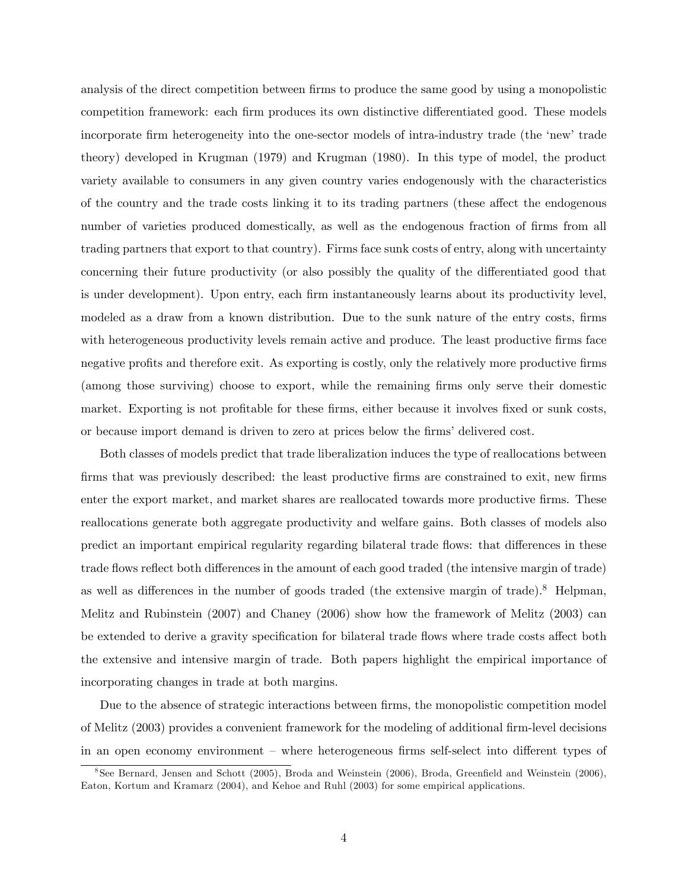analysis of the direct competition between firms to produce the same good by using a monopolistic competition framework: each firm produces its own distinctive differentiated good. These models incorporate firm heterogeneity into the one-sector models of intra-industry trade (the 'new' trade theory) developed in Krugman (1979) and Krugman (1980). In this type of model, the product variety available to consumers in any given country varies endogenously with the characteristics of the country and the trade costs linking it to its trading partners (these affect the endogenous number of varieties produced domestically, as well as the endogenous fraction of firms from all trading partners that export to that country). Firms face sunk costs of entry, along with uncertainty concerning their future productivity (or also possibly the quality of the differentiated good that is under development). Upon entry, each firm instantaneously learns about its productivity level, modeled as a draw from a known distribution. Due to the sunk nature of the entry costs, firms with heterogeneous productivity levels remain active and produce. The least productive firms face negative profits and therefore exit. As exporting is costly, only the relatively more productive firms (among those surviving) choose to export, while the remaining firms only serve their domestic market. Exporting is not profitable for these firms, either because it involves fixed or sunk costs, or because import demand is driven to zero at prices below the firms' delivered cost.

Both classes of models predict that trade liberalization induces the type of reallocations between firms that was previously described: the least productive firms are constrained to exit, new firms enter the export market, and market shares are reallocated towards more productive firms. These reallocations generate both aggregate productivity and welfare gains. Both classes of models also predict an important empirical regularity regarding bilateral trade flows: that differences in these trade flows reflect both differences in the amount of each good traded (the intensive margin of trade) as well as differences in the number of goods traded (the extensive margin of trade).[8] Helpman, Melitz and Rubinstein (2007) and Chaney (2006) show how the framework of Melitz (2003) can be extended to derive a gravity specification for bilateral trade flows where trade costs affect both the extensive and intensive margin of trade. Both papers highlight the empirical importance of incorporating changes in trade at both margins.

Due to the absence of strategic interactions between firms, the monopolistic competition model of Melitz (2003) provides a convenient framework for the modeling of additional firm-level decisions in an open economy environment – where heterogeneous firms self-select into different types of

[8] See Bernard, Jensen and Schott (2005), Broda and Weinstein (2006), Broda, Greenfield and Weinstein (2006), Eaton, Kortum and Kramarz (2004), and Kehoe and Ruhl (2003) for some empirical applications.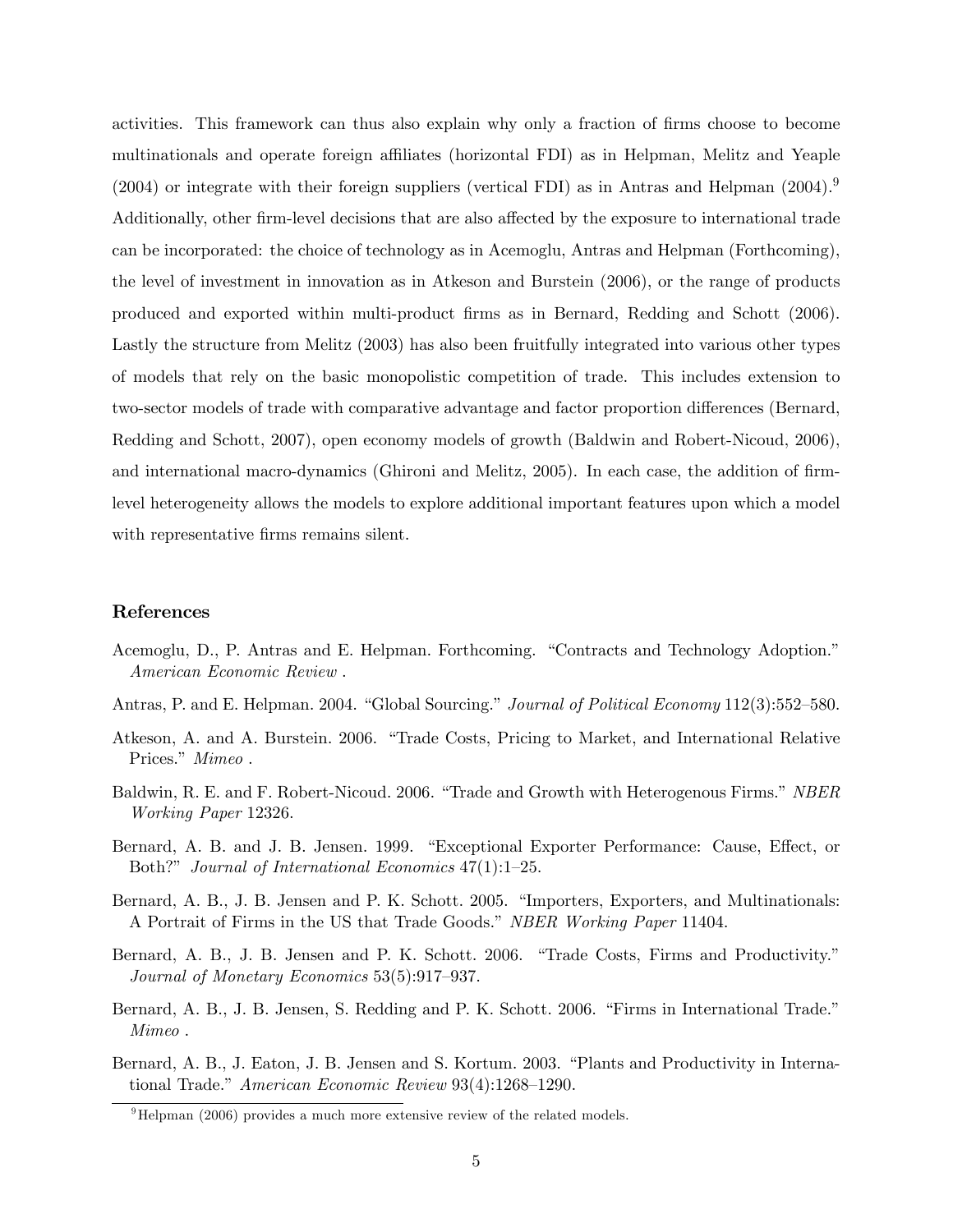activities. This framework can thus also explain why only a fraction of firms choose to become multinationals and operate foreign affiliates (horizontal FDI) as in Helpman, Melitz and Yeaple (2004) or integrate with their foreign suppliers (vertical FDI) as in Antras and Helpman (2004).[9] Additionally, other firm-level decisions that are also affected by the exposure to international trade can be incorporated: the choice of technology as in Acemoglu, Antras and Helpman (Forthcoming), the level of investment in innovation as in Atkeson and Burstein (2006), or the range of products produced and exported within multi-product firms as in Bernard, Redding and Schott (2006). Lastly the structure from Melitz (2003) has also been fruitfully integrated into various other types of models that rely on the basic monopolistic competition of trade. This includes extension to two-sector models of trade with comparative advantage and factor proportion differences (Bernard, Redding and Schott, 2007), open economy models of growth (Baldwin and Robert-Nicoud, 2006), and international macro-dynamics (Ghironi and Melitz, 2005). In each case, the addition of firm-level heterogeneity allows the models to explore additional important features upon which a model with representative firms remains silent.

## References

Acemoglu, D., P. Antras and E. Helpman. Forthcoming. "Contracts and Technology Adoption." *American Economic Review*.

Antras, P. and E. Helpman. 2004. "Global Sourcing." *Journal of Political Economy* 112(3):552–580.

Atkeson, A. and A. Burstein. 2006. "Trade Costs, Pricing to Market, and International Relative Prices." *Mimeo*.

Baldwin, R. E. and F. Robert-Nicoud. 2006. "Trade and Growth with Heterogenous Firms." *NBER Working Paper* 12326.

Bernard, A. B. and J. B. Jensen. 1999. "Exceptional Exporter Performance: Cause, Effect, or Both?" *Journal of International Economics* 47(1):1–25.

Bernard, A. B., J. B. Jensen and P. K. Schott. 2005. "Importers, Exporters, and Multinationals: A Portrait of Firms in the US that Trade Goods." *NBER Working Paper* 11404.

Bernard, A. B., J. B. Jensen and P. K. Schott. 2006. "Trade Costs, Firms and Productivity." *Journal of Monetary Economics* 53(5):917–937.

Bernard, A. B., J. B. Jensen, S. Redding and P. K. Schott. 2006. "Firms in International Trade." *Mimeo*.

Bernard, A. B., J. Eaton, J. B. Jensen and S. Kortum. 2003. "Plants and Productivity in International Trade." *American Economic Review* 93(4):1268–1290.

[9] Helpman (2006) provides a much more extensive review of the related models.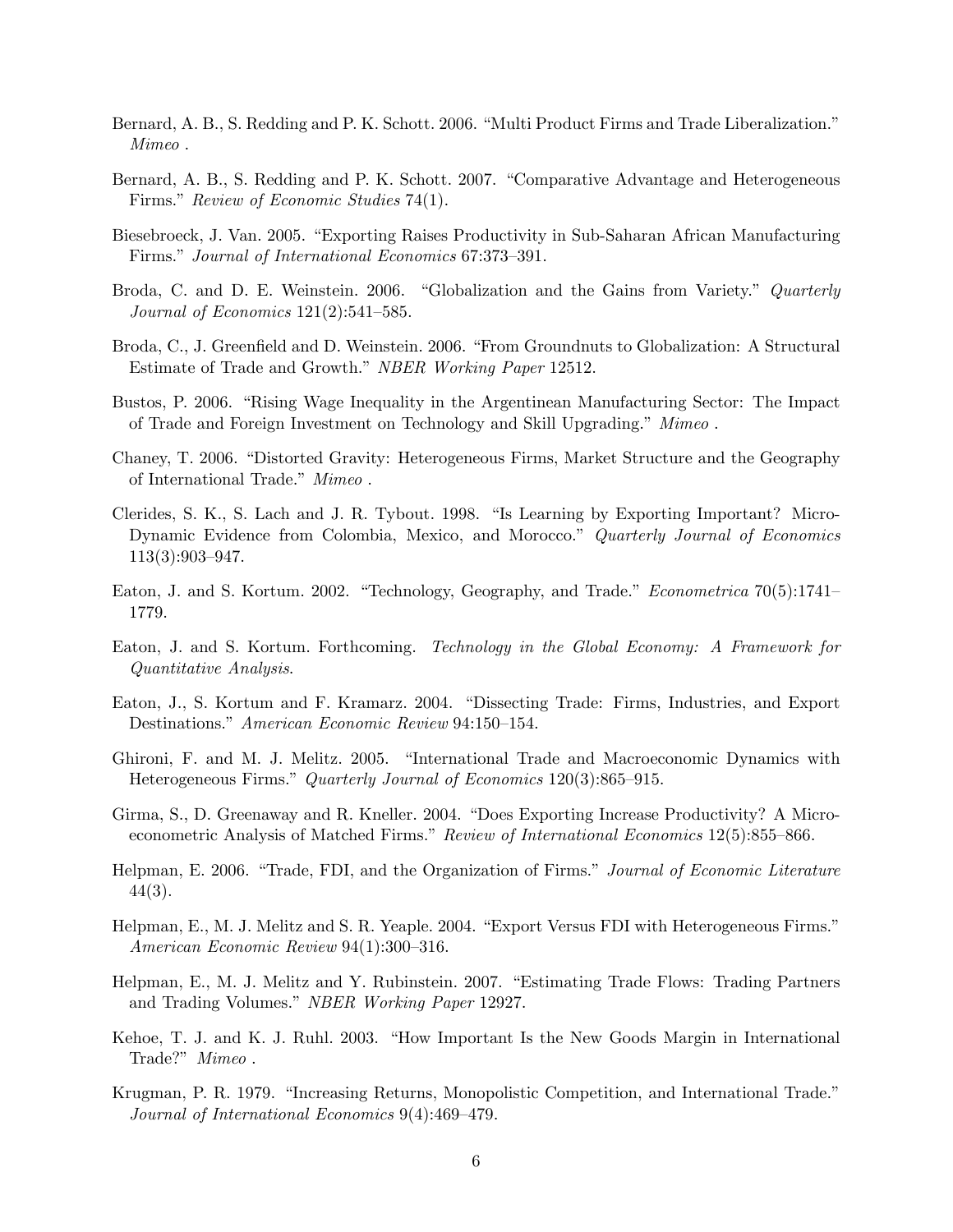Bernard, A. B., S. Redding and P. K. Schott. 2006. "Multi Product Firms and Trade Liberalization." *Mimeo* .

Bernard, A. B., S. Redding and P. K. Schott. 2007. "Comparative Advantage and Heterogeneous Firms." *Review of Economic Studies* 74(1).

Biesebroeck, J. Van. 2005. "Exporting Raises Productivity in Sub-Saharan African Manufacturing Firms." *Journal of International Economics* 67:373–391.

Broda, C. and D. E. Weinstein. 2006. "Globalization and the Gains from Variety." *Quarterly Journal of Economics* 121(2):541–585.

Broda, C., J. Greenfield and D. Weinstein. 2006. "From Groundnuts to Globalization: A Structural Estimate of Trade and Growth." *NBER Working Paper* 12512.

Bustos, P. 2006. "Rising Wage Inequality in the Argentinean Manufacturing Sector: The Impact of Trade and Foreign Investment on Technology and Skill Upgrading." *Mimeo* .

Chaney, T. 2006. "Distorted Gravity: Heterogeneous Firms, Market Structure and the Geography of International Trade." *Mimeo* .

Clerides, S. K., S. Lach and J. R. Tybout. 1998. "Is Learning by Exporting Important? Micro-Dynamic Evidence from Colombia, Mexico, and Morocco." *Quarterly Journal of Economics* 113(3):903–947.

Eaton, J. and S. Kortum. 2002. "Technology, Geography, and Trade." *Econometrica* 70(5):1741–1779.

Eaton, J. and S. Kortum. Forthcoming. *Technology in the Global Economy: A Framework for Quantitative Analysis*.

Eaton, J., S. Kortum and F. Kramarz. 2004. "Dissecting Trade: Firms, Industries, and Export Destinations." *American Economic Review* 94:150–154.

Ghironi, F. and M. J. Melitz. 2005. "International Trade and Macroeconomic Dynamics with Heterogeneous Firms." *Quarterly Journal of Economics* 120(3):865–915.

Girma, S., D. Greenaway and R. Kneller. 2004. "Does Exporting Increase Productivity? A Micro-econometric Analysis of Matched Firms." *Review of International Economics* 12(5):855–866.

Helpman, E. 2006. "Trade, FDI, and the Organization of Firms." *Journal of Economic Literature* 44(3).

Helpman, E., M. J. Melitz and S. R. Yeaple. 2004. "Export Versus FDI with Heterogeneous Firms." *American Economic Review* 94(1):300–316.

Helpman, E., M. J. Melitz and Y. Rubinstein. 2007. "Estimating Trade Flows: Trading Partners and Trading Volumes." *NBER Working Paper* 12927.

Kehoe, T. J. and K. J. Ruhl. 2003. "How Important Is the New Goods Margin in International Trade?" *Mimeo* .

Krugman, P. R. 1979. "Increasing Returns, Monopolistic Competition, and International Trade." *Journal of International Economics* 9(4):469–479.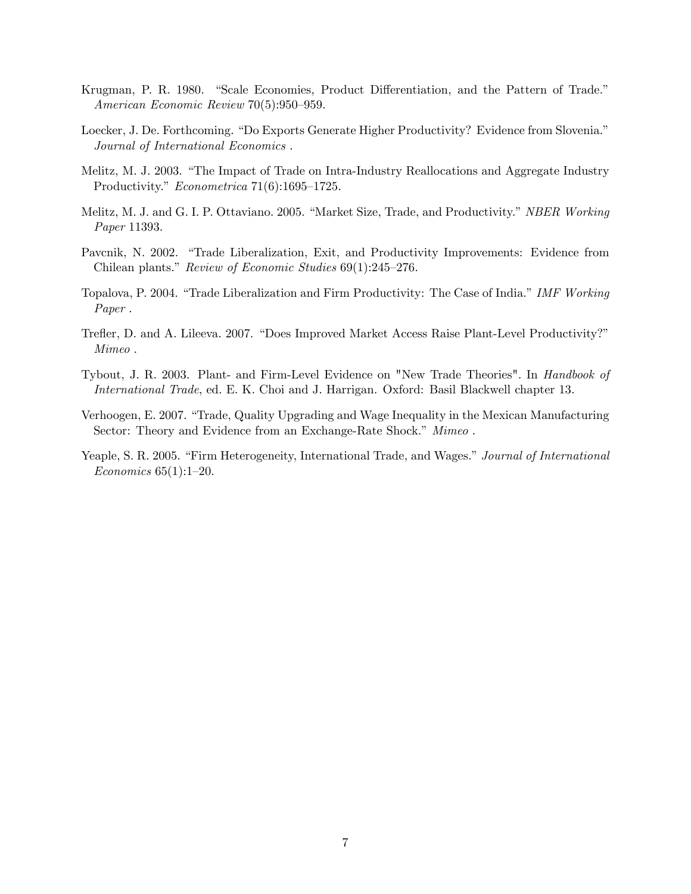Krugman, P. R. 1980. "Scale Economies, Product Differentiation, and the Pattern of Trade." *American Economic Review* 70(5):950–959.

Loecker, J. De. Forthcoming. "Do Exports Generate Higher Productivity? Evidence from Slovenia." *Journal of International Economics* .

Melitz, M. J. 2003. "The Impact of Trade on Intra-Industry Reallocations and Aggregate Industry Productivity." *Econometrica* 71(6):1695–1725.

Melitz, M. J. and G. I. P. Ottaviano. 2005. "Market Size, Trade, and Productivity." *NBER Working Paper* 11393.

Pavcnik, N. 2002. "Trade Liberalization, Exit, and Productivity Improvements: Evidence from Chilean plants." *Review of Economic Studies* 69(1):245–276.

Topalova, P. 2004. "Trade Liberalization and Firm Productivity: The Case of India." *IMF Working Paper* .

Trefler, D. and A. Lileeva. 2007. "Does Improved Market Access Raise Plant-Level Productivity?" *Mimeo* .

Tybout, J. R. 2003. Plant- and Firm-Level Evidence on "New Trade Theories". In *Handbook of International Trade*, ed. E. K. Choi and J. Harrigan. Oxford: Basil Blackwell chapter 13.

Verhoogen, E. 2007. "Trade, Quality Upgrading and Wage Inequality in the Mexican Manufacturing Sector: Theory and Evidence from an Exchange-Rate Shock." *Mimeo* .

Yeaple, S. R. 2005. "Firm Heterogeneity, International Trade, and Wages." *Journal of International Economics* 65(1):1–20.